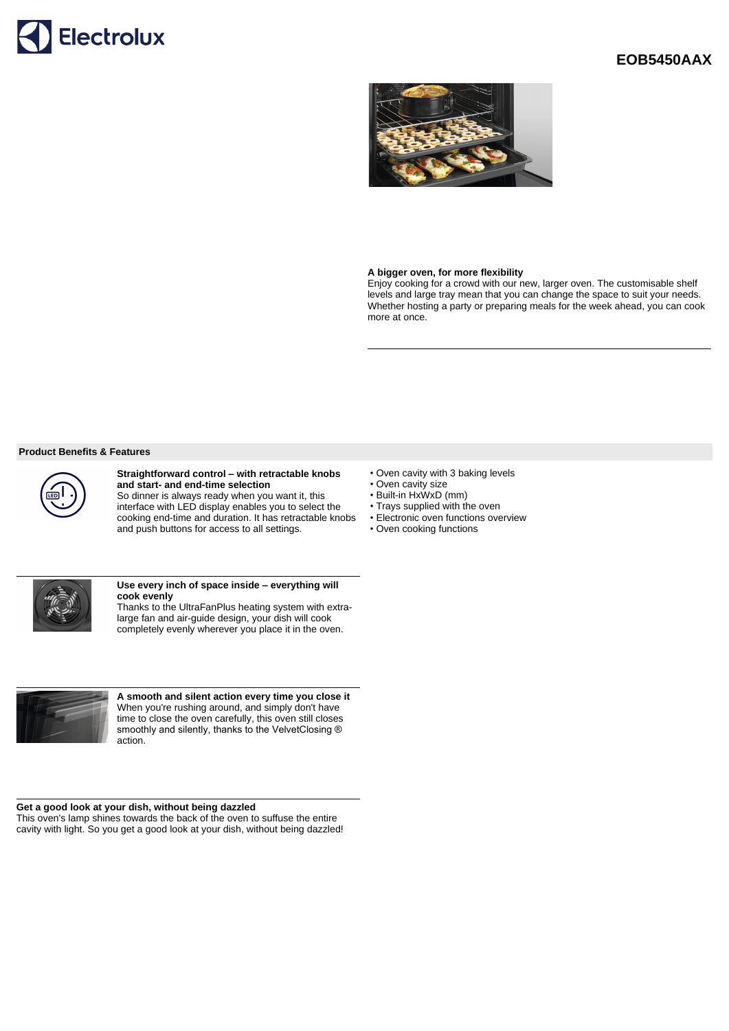Electrolux

# EOB5450AAX

**A bigger oven, for more flexibility**
Enjoy cooking for a crowd with our new, larger oven. The customisable shelf levels and large tray mean that you can change the space to suit your needs. Whether hosting a party or preparing meals for the week ahead, you can cook more at once.

## Product Benefits & Features

**Straightforward control – with retractable knobs and start- and end-time selection**
So dinner is always ready when you want it, this interface with LED display enables you to select the cooking end-time and duration. It has retractable knobs and push buttons for access to all settings.

**Use every inch of space inside – everything will cook evenly**
Thanks to the UltraFanPlus heating system with extra-large fan and air-guide design, your dish will cook completely evenly wherever you place it in the oven.

**A smooth and silent action every time you close it**
When you're rushing around, and simply don't have time to close the oven carefully, this oven still closes smoothly and silently, thanks to the VelvetClosing ® action.

**Get a good look at your dish, without being dazzled**
This oven's lamp shines towards the back of the oven to suffuse the entire cavity with light. So you get a good look at your dish, without being dazzled!

- Oven cavity with 3 baking levels
- Oven cavity size
- Built-in HxWxD (mm)
- Trays supplied with the oven
- Electronic oven functions overview
- Oven cooking functions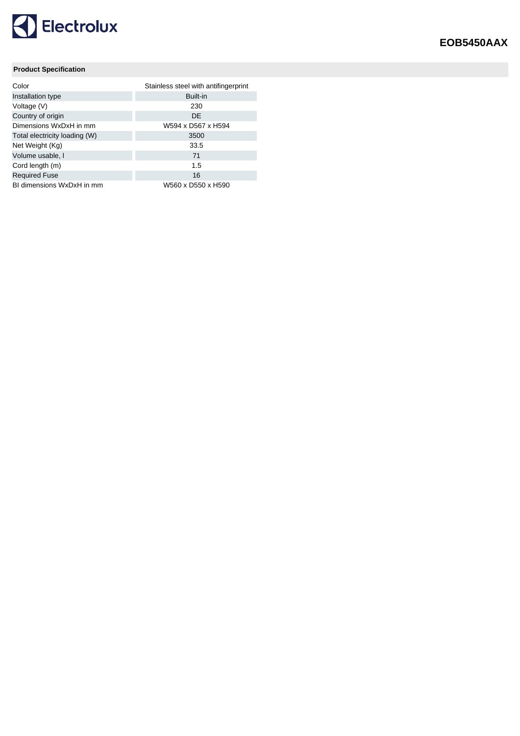# EOB5450AAX

## Product Specification

| | |
|---|---|
| Color | Stainless steel with antifingerprint |
| Installation type | Built-in |
| Voltage (V) | 230 |
| Country of origin | DE |
| Dimensions WxDxH in mm | W594 x D567 x H594 |
| Total electricity loading (W) | 3500 |
| Net Weight (Kg) | 33.5 |
| Volume usable, l | 71 |
| Cord length (m) | 1.5 |
| Required Fuse | 16 |
| BI dimensions WxDxH in mm | W560 x D550 x H590 |